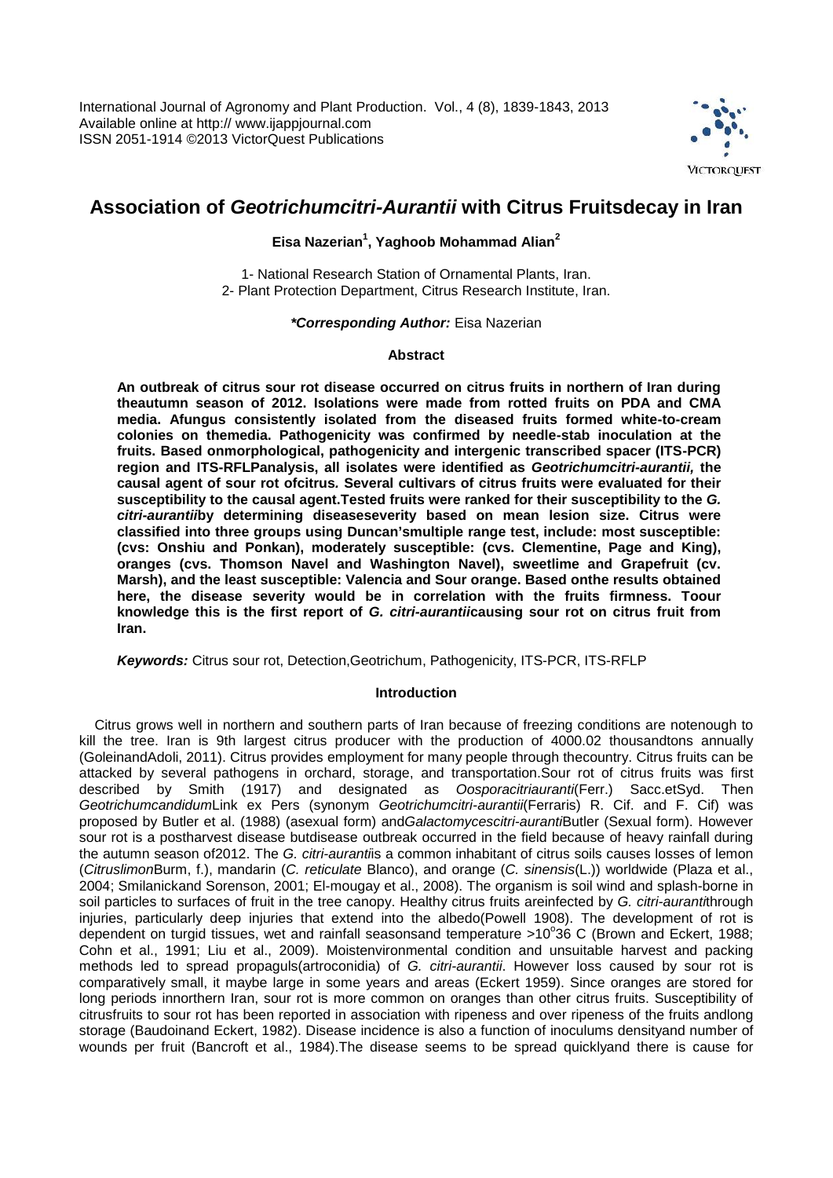# Association of *Geotrichumcitri-Aurantii* with Citrus Fruitsdecay in Iran

**Eisa Nazerian[1], Yaghoob Mohammad Alian[2]**

1- National Research Station of Ornamental Plants, Iran.
2- Plant Protection Department, Citrus Research Institute, Iran.

***Corresponding Author:*** Eisa Nazerian

## Abstract

**An outbreak of citrus sour rot disease occurred on citrus fruits in northern of Iran during theautumn season of 2012. Isolations were made from rotted fruits on PDA and CMA media. Afungus consistently isolated from the diseased fruits formed white-to-cream colonies on themedia. Pathogenicity was confirmed by needle-stab inoculation at the fruits. Based onmorphological, pathogenicity and intergenic transcribed spacer (ITS-PCR) region and ITS-RFLPanalysis, all isolates were identified as *Geotrichumcitri-aurantii,* the causal agent of sour rot ofcitrus*.* Several cultivars of citrus fruits were evaluated for their susceptibility to the causal agent.Tested fruits were ranked for their susceptibility to the *G. citri-aurantii*by determining diseaseseverity based on mean lesion size. Citrus were classified into three groups using Duncan'smultiple range test, include: most susceptible: (cvs: Onshiu and Ponkan), moderately susceptible: (cvs. Clementine, Page and King), oranges (cvs. Thomson Navel and Washington Navel), sweetlime and Grapefruit (cv. Marsh), and the least susceptible: Valencia and Sour orange. Based onthe results obtained here, the disease severity would be in correlation with the fruits firmness. Toour knowledge this is the first report of *G. citri-aurantii*causing sour rot on citrus fruit from Iran.**

***Keywords:*** Citrus sour rot, Detection,Geotrichum, Pathogenicity, ITS-PCR, ITS-RFLP

## Introduction

Citrus grows well in northern and southern parts of Iran because of freezing conditions are notenough to kill the tree. Iran is 9th largest citrus producer with the production of 4000.02 thousandtons annually (GoleinandAdoli, 2011). Citrus provides employment for many people through thecountry. Citrus fruits can be attacked by several pathogens in orchard, storage, and transportation.Sour rot of citrus fruits was first described by Smith (1917) and designated as *Oosporacitriauranti*(Ferr.) Sacc.etSyd. Then *Geotrichumcandidum*Link ex Pers (synonym *Geotrichumcitri-aurantii*(Ferraris) R. Cif. and F. Cif) was proposed by Butler et al. (1988) (asexual form) and*Galactomycescitri-auranti*Butler (Sexual form). However sour rot is a postharvest disease butdisease outbreak occurred in the field because of heavy rainfall during the autumn season of2012. The *G. citri-auranti*is a common inhabitant of citrus soils causes losses of lemon (*Citruslimon*Burm, f.), mandarin (*C. reticulate* Blanco), and orange (*C. sinensis*(L.)) worldwide (Plaza et al., 2004; Smilanickand Sorenson, 2001; El-mougay et al., 2008). The organism is soil wind and splash-borne in soil particles to surfaces of fruit in the tree canopy. Healthy citrus fruits areinfected by *G. citri-auranti*through injuries, particularly deep injuries that extend into the albedo(Powell 1908). The development of rot is dependent on turgid tissues, wet and rainfall seasonsand temperature >10$^{o}$36 C (Brown and Eckert, 1988; Cohn et al., 1991; Liu et al., 2009). Moistenvironmental condition and unsuitable harvest and packing methods led to spread propaguls(artroconidia) of *G. citri-aurantii*. However loss caused by sour rot is comparatively small, it maybe large in some years and areas (Eckert 1959). Since oranges are stored for long periods innorthern Iran, sour rot is more common on oranges than other citrus fruits. Susceptibility of citrusfruits to sour rot has been reported in association with ripeness and over ripeness of the fruits andlong storage (Baudoinand Eckert, 1982). Disease incidence is also a function of inoculums densityand number of wounds per fruit (Bancroft et al., 1984).The disease seems to be spread quicklyand there is cause for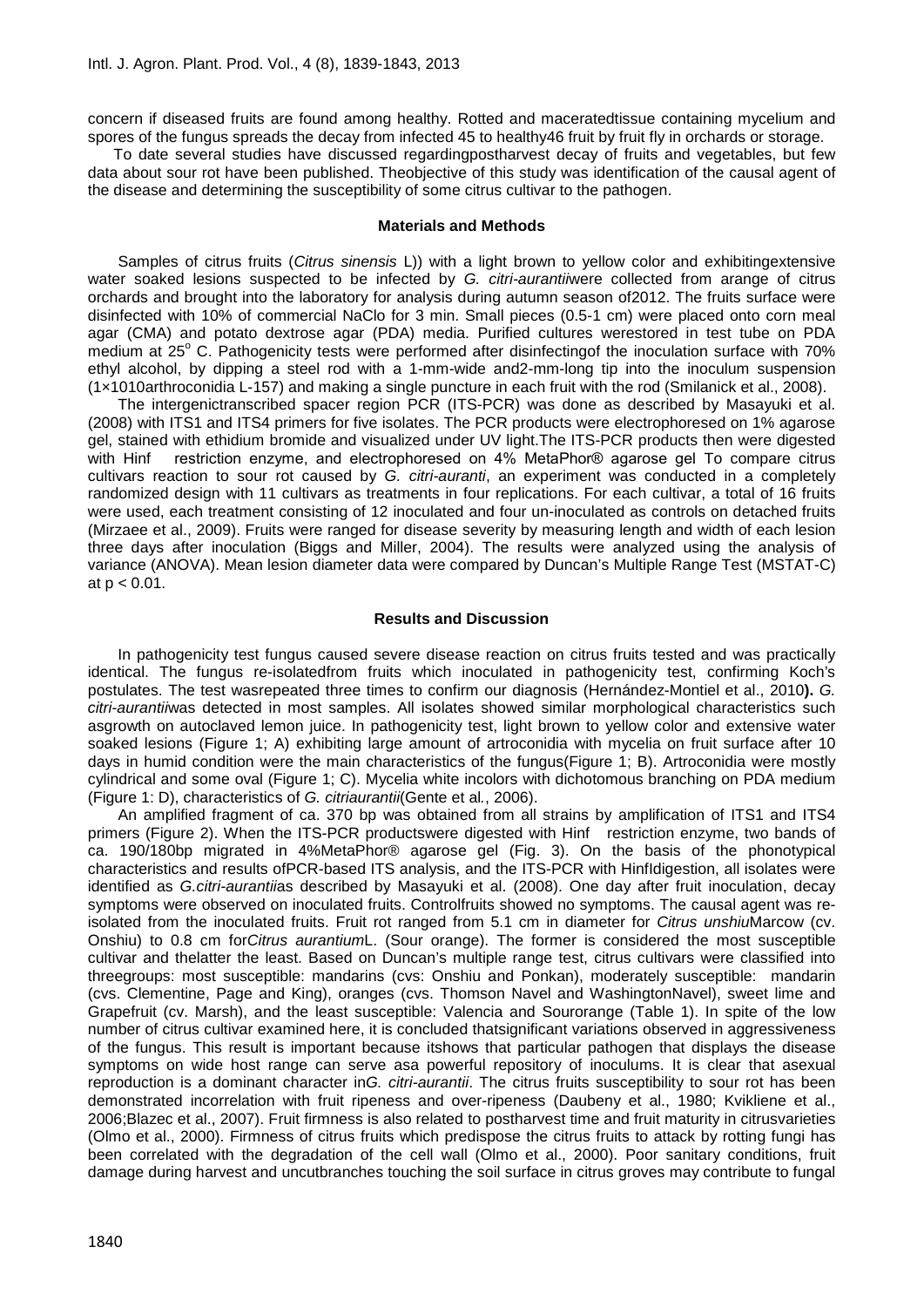concern if diseased fruits are found among healthy. Rotted and maceratedtissue containing mycelium and spores of the fungus spreads the decay from infected 45 to healthy46 fruit by fruit fly in orchards or storage.

To date several studies have discussed regardingpostharvest decay of fruits and vegetables, but few data about sour rot have been published. Theobjective of this study was identification of the causal agent of the disease and determining the susceptibility of some citrus cultivar to the pathogen.

## Materials and Methods

Samples of citrus fruits (*Citrus sinensis* L)) with a light brown to yellow color and exhibitingextensive water soaked lesions suspected to be infected by *G. citri-aurantii*were collected from arange of citrus orchards and brought into the laboratory for analysis during autumn season of2012. The fruits surface were disinfected with 10% of commercial NaClo for 3 min. Small pieces (0.5-1 cm) were placed onto corn meal agar (CMA) and potato dextrose agar (PDA) media. Purified cultures werestored in test tube on PDA medium at 25$^{o}$ C. Pathogenicity tests were performed after disinfectingof the inoculation surface with 70% ethyl alcohol, by dipping a steel rod with a 1-mm-wide and2-mm-long tip into the inoculum suspension (1×1010arthroconidia L-157) and making a single puncture in each fruit with the rod (Smilanick et al., 2008).

The intergenictranscribed spacer region PCR (ITS-PCR) was done as described by Masayuki et al. (2008) with ITS1 and ITS4 primers for five isolates. The PCR products were electrophoresed on 1% agarose gel, stained with ethidium bromide and visualized under UV light.The ITS-PCR products then were digested with Hinf restriction enzyme, and electrophoresed on 4% MetaPhor® agarose gel To compare citrus cultivars reaction to sour rot caused by *G. citri-auranti*, an experiment was conducted in a completely randomized design with 11 cultivars as treatments in four replications. For each cultivar, a total of 16 fruits were used, each treatment consisting of 12 inoculated and four un-inoculated as controls on detached fruits (Mirzaee et al., 2009). Fruits were ranged for disease severity by measuring length and width of each lesion three days after inoculation (Biggs and Miller, 2004). The results were analyzed using the analysis of variance (ANOVA). Mean lesion diameter data were compared by Duncan's Multiple Range Test (MSTAT-C) at $p < 0.01$.

## Results and Discussion

In pathogenicity test fungus caused severe disease reaction on citrus fruits tested and was practically identical. The fungus re-isolatedfrom fruits which inoculated in pathogenicity test, confirming Koch's postulates. The test wasrepeated three times to confirm our diagnosis (Hernández-Montiel et al., 2010**).** *G. citri-aurantii*was detected in most samples. All isolates showed similar morphological characteristics such asgrowth on autoclaved lemon juice. In pathogenicity test, light brown to yellow color and extensive water soaked lesions (Figure 1; A) exhibiting large amount of artroconidia with mycelia on fruit surface after 10 days in humid condition were the main characteristics of the fungus(Figure 1; B). Artroconidia were mostly cylindrical and some oval (Figure 1; C). Mycelia white incolors with dichotomous branching on PDA medium (Figure 1: D), characteristics of *G. citriaurantii*(Gente et al*.*, 2006).

An amplified fragment of ca. 370 bp was obtained from all strains by amplification of ITS1 and ITS4 primers (Figure 2). When the ITS-PCR productswere digested with Hinf restriction enzyme, two bands of ca. 190/180bp migrated in 4%MetaPhor® agarose gel (Fig. 3). On the basis of the phonotypical characteristics and results ofPCR-based ITS analysis, and the ITS-PCR with HinfIdigestion, all isolates were identified as *G.citri-aurantii*as described by Masayuki et al. (2008). One day after fruit inoculation, decay symptoms were observed on inoculated fruits. Controlfruits showed no symptoms. The causal agent was re-isolated from the inoculated fruits. Fruit rot ranged from 5.1 cm in diameter for *Citrus unshiu*Marcow (cv. Onshiu) to 0.8 cm for*Citrus aurantium*L. (Sour orange). The former is considered the most susceptible cultivar and thelatter the least. Based on Duncan's multiple range test, citrus cultivars were classified into threegroups: most susceptible: mandarins (cvs: Onshiu and Ponkan), moderately susceptible: mandarin (cvs. Clementine, Page and King), oranges (cvs. Thomson Navel and WashingtonNavel), sweet lime and Grapefruit (cv. Marsh), and the least susceptible: Valencia and Sourorange (Table 1). In spite of the low number of citrus cultivar examined here, it is concluded thatsignificant variations observed in aggressiveness of the fungus. This result is important because itshows that particular pathogen that displays the disease symptoms on wide host range can serve asa powerful repository of inoculums. It is clear that asexual reproduction is a dominant character in*G. citri-aurantii*. The citrus fruits susceptibility to sour rot has been demonstrated incorrelation with fruit ripeness and over-ripeness (Daubeny et al., 1980; Kvikliene et al., 2006;Blazec et al., 2007). Fruit firmness is also related to postharvest time and fruit maturity in citrusvarieties (Olmo et al., 2000). Firmness of citrus fruits which predispose the citrus fruits to attack by rotting fungi has been correlated with the degradation of the cell wall (Olmo et al., 2000). Poor sanitary conditions, fruit damage during harvest and uncutbranches touching the soil surface in citrus groves may contribute to fungal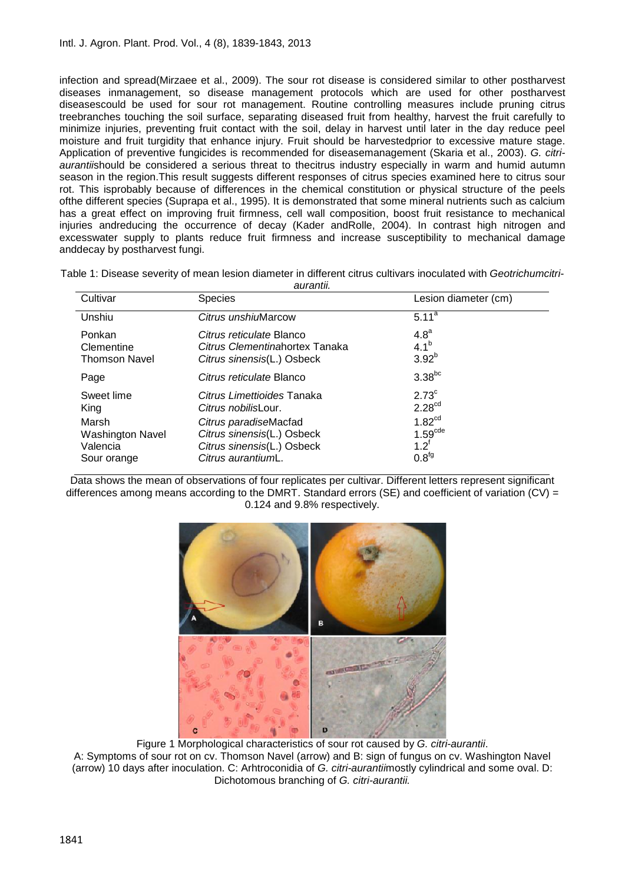infection and spread(Mirzaee et al., 2009). The sour rot disease is considered similar to other postharvest diseases inmanagement, so disease management protocols which are used for other postharvest diseasescould be used for sour rot management. Routine controlling measures include pruning citrus treebranches touching the soil surface, separating diseased fruit from healthy, harvest the fruit carefully to minimize injuries, preventing fruit contact with the soil, delay in harvest until later in the day reduce peel moisture and fruit turgidity that enhance injury. Fruit should be harvestedprior to excessive mature stage. Application of preventive fungicides is recommended for diseasemanagement (Skaria et al., 2003). *G. citri-aurantii*should be considered a serious threat to thecitrus industry especially in warm and humid autumn season in the region.This result suggests different responses of citrus species examined here to citrus sour rot. This isprobably because of differences in the chemical constitution or physical structure of the peels ofthe different species (Suprapa et al., 1995). It is demonstrated that some mineral nutrients such as calcium has a great effect on improving fruit firmness, cell wall composition, boost fruit resistance to mechanical injuries andreducing the occurrence of decay (Kader andRolle, 2004). In contrast high nitrogen and excesswater supply to plants reduce fruit firmness and increase susceptibility to mechanical damage anddecay by postharvest fungi.

Table 1: Disease severity of mean lesion diameter in different citrus cultivars inoculated with *Geotrichumcitri-aurantii.*

| Cultivar | Species | Lesion diameter (cm) |
|---|---|---|
| Unshiu | *Citrus unshiu*Marcow | $5.11^{a}$ |
| Ponkan | *Citrus reticulate* Blanco | $4.8^{a}$ |
| Clementine | *Citrus Clementina*hortex Tanaka | $4.1^{b}$ |
| Thomson Navel | *Citrus sinensis*(L.) Osbeck | $3.92^{b}$ |
| Page | *Citrus reticulate* Blanco | $3.38^{bc}$ |
| Sweet lime | *Citrus Limettioides* Tanaka | $2.73^{c}$ |
| King | *Citrus nobilis*Lour. | $2.28^{cd}$ |
| Marsh | *Citrus paradise*Macfad | $1.82^{cd}$ |
| Washington Navel | *Citrus sinensis*(L.) Osbeck | $1.59^{cde}$ |
| Valencia | *Citrus sinensis*(L.) Osbeck | $1.2^{f}$ |
| Sour orange | *Citrus aurantium*L. | $0.8^{fg}$ |

Data shows the mean of observations of four replicates per cultivar. Different letters represent significant differences among means according to the DMRT. Standard errors (SE) and coefficient of variation (CV) = 0.124 and 9.8% respectively.

Figure 1 Morphological characteristics of sour rot caused by *G. citri-aurantii*.
A: Symptoms of sour rot on cv. Thomson Navel (arrow) and B: sign of fungus on cv. Washington Navel (arrow) 10 days after inoculation. C: Arhtroconidia of *G. citri-aurantii*mostly cylindrical and some oval. D: Dichotomous branching of *G. citri-aurantii.*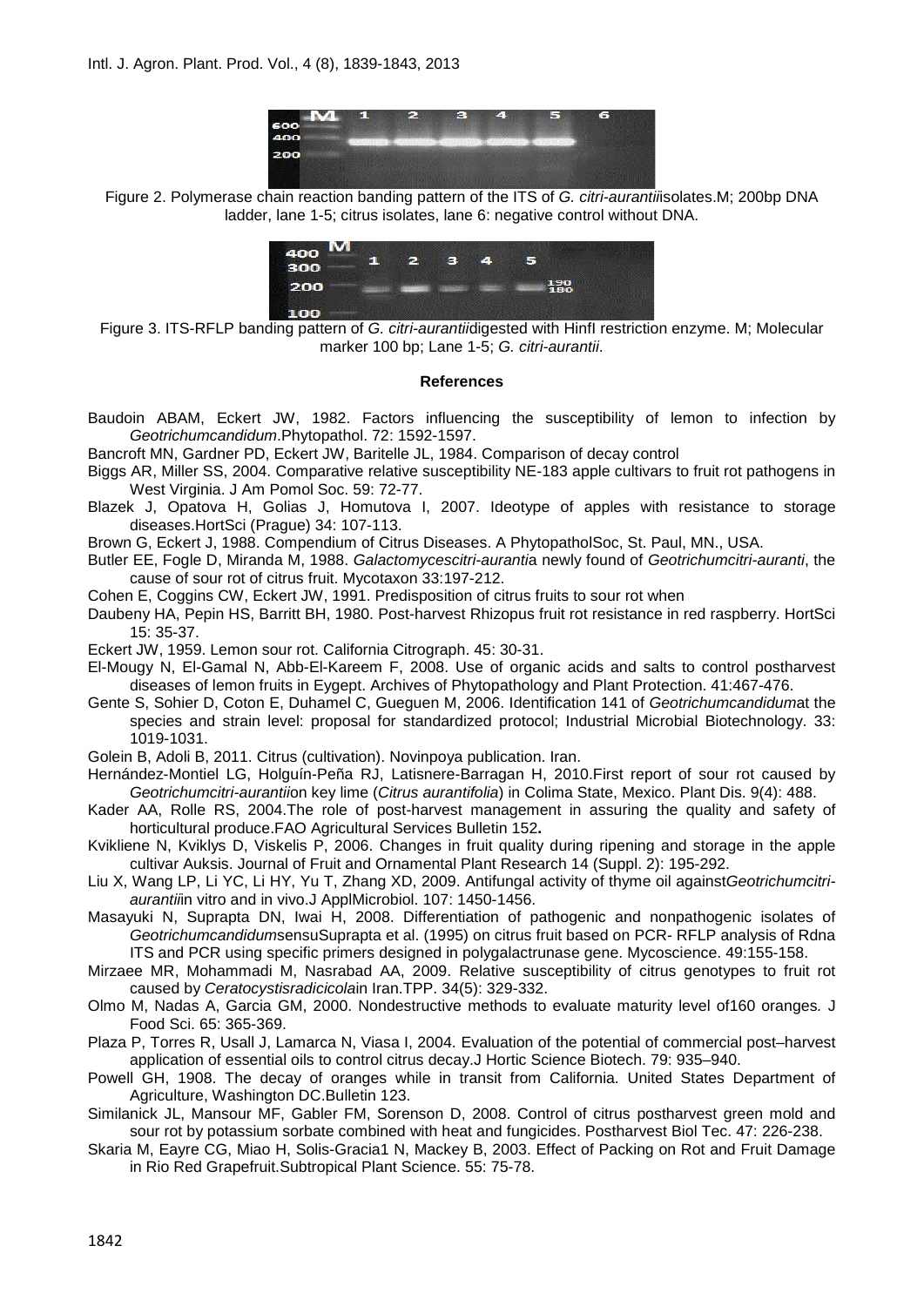Figure 2. Polymerase chain reaction banding pattern of the ITS of *G. citri-aurantii*isolates.M; 200bp DNA ladder, lane 1-5; citrus isolates, lane 6: negative control without DNA.

Figure 3. ITS-RFLP banding pattern of *G. citri-aurantii*digested with HinfI restriction enzyme. M; Molecular marker 100 bp; Lane 1-5; *G. citri-aurantii*.

#### References

Baudoin ABAM, Eckert JW, 1982. Factors influencing the susceptibility of lemon to infection by *Geotrichumcandidum*.Phytopathol. 72: 1592-1597.

Bancroft MN, Gardner PD, Eckert JW, Baritelle JL, 1984. Comparison of decay control

Biggs AR, Miller SS, 2004. Comparative relative susceptibility NE-183 apple cultivars to fruit rot pathogens in West Virginia. J Am Pomol Soc. 59: 72-77.

Blazek J, Opatova H, Golias J, Homutova I, 2007. Ideotype of apples with resistance to storage diseases.HortSci (Prague) 34: 107-113.

Brown G, Eckert J, 1988. Compendium of Citrus Diseases. A PhytopatholSoc, St. Paul, MN., USA.

Butler EE, Fogle D, Miranda M, 1988. *Galactomycescitri-auranti*a newly found of *Geotrichumcitri-auranti*, the cause of sour rot of citrus fruit. Mycotaxon 33:197-212.

Cohen E, Coggins CW, Eckert JW, 1991. Predisposition of citrus fruits to sour rot when

Daubeny HA, Pepin HS, Barritt BH, 1980. Post-harvest Rhizopus fruit rot resistance in red raspberry. HortSci 15: 35-37.

Eckert JW, 1959. Lemon sour rot. California Citrograph. 45: 30-31.

El-Mougy N, El-Gamal N, Abb-El-Kareem F, 2008. Use of organic acids and salts to control postharvest diseases of lemon fruits in Egypt. Archives of Phytopathology and Plant Protection. 41:467-476.

Gente S, Sohier D, Coton E, Duhamel C, Gueguen M, 2006. Identification 141 of *Geotrichumcandidum*at the species and strain level: proposal for standardized protocol; Industrial Microbial Biotechnology. 33: 1019-1031.

Golein B, Adoli B, 2011. Citrus (cultivation). Novinpoya publication. Iran.

Hernández-Montiel LG, Holguín-Peña RJ, Latisnere-Barragan H, 2010.First report of sour rot caused by *Geotrichumcitri-aurantii*on key lime (*Citrus aurantifolia*) in Colima State, Mexico. Plant Dis. 9(4): 488.

Kader AA, Rolle RS, 2004.The role of post-harvest management in assuring the quality and safety of horticultural produce.FAO Agricultural Services Bulletin 152**.**

Kvikliene N, Kviklys D, Viskelis P, 2006. Changes in fruit quality during ripening and storage in the apple cultivar Auksis. Journal of Fruit and Ornamental Plant Research 14 (Suppl. 2): 195-292.

Liu X, Wang LP, Li YC, Li HY, Yu T, Zhang XD, 2009. Antifungal activity of thyme oil against*Geotrichumcitri-aurantii*in vitro and in vivo.J ApplMicrobiol. 107: 1450-1456.

Masayuki N, Suprapta DN, Iwai H, 2008. Differentiation of pathogenic and nonpathogenic isolates of *Geotrichumcandidum*sensuSuprapta et al. (1995) on citrus fruit based on PCR- RFLP analysis of Rdna ITS and PCR using specific primers designed in polygalactrunase gene. Mycoscience. 49:155-158.

Mirzaee MR, Mohammadi M, Nasrabad AA, 2009. Relative susceptibility of citrus genotypes to fruit rot caused by *Ceratocystisradicicola*in Iran.TPP. 34(5): 329-332.

Olmo M, Nadas A, Garcia GM, 2000. Nondestructive methods to evaluate maturity level of160 oranges*.* J Food Sci. 65: 365-369.

Plaza P, Torres R, Usall J, Lamarca N, Viasa I, 2004. Evaluation of the potential of commercial post–harvest application of essential oils to control citrus decay.J Hortic Science Biotech. 79: 935–940.

Powell GH, 1908. The decay of oranges while in transit from California. United States Department of Agriculture, Washington DC.Bulletin 123.

Similanick JL, Mansour MF, Gabler FM, Sorenson D, 2008. Control of citrus postharvest green mold and sour rot by potassium sorbate combined with heat and fungicides. Postharvest Biol Tec. 47: 226-238.

Skaria M, Eayre CG, Miao H, Solis-Gracia1 N, Mackey B, 2003. Effect of Packing on Rot and Fruit Damage in Rio Red Grapefruit.Subtropical Plant Science. 55: 75-78.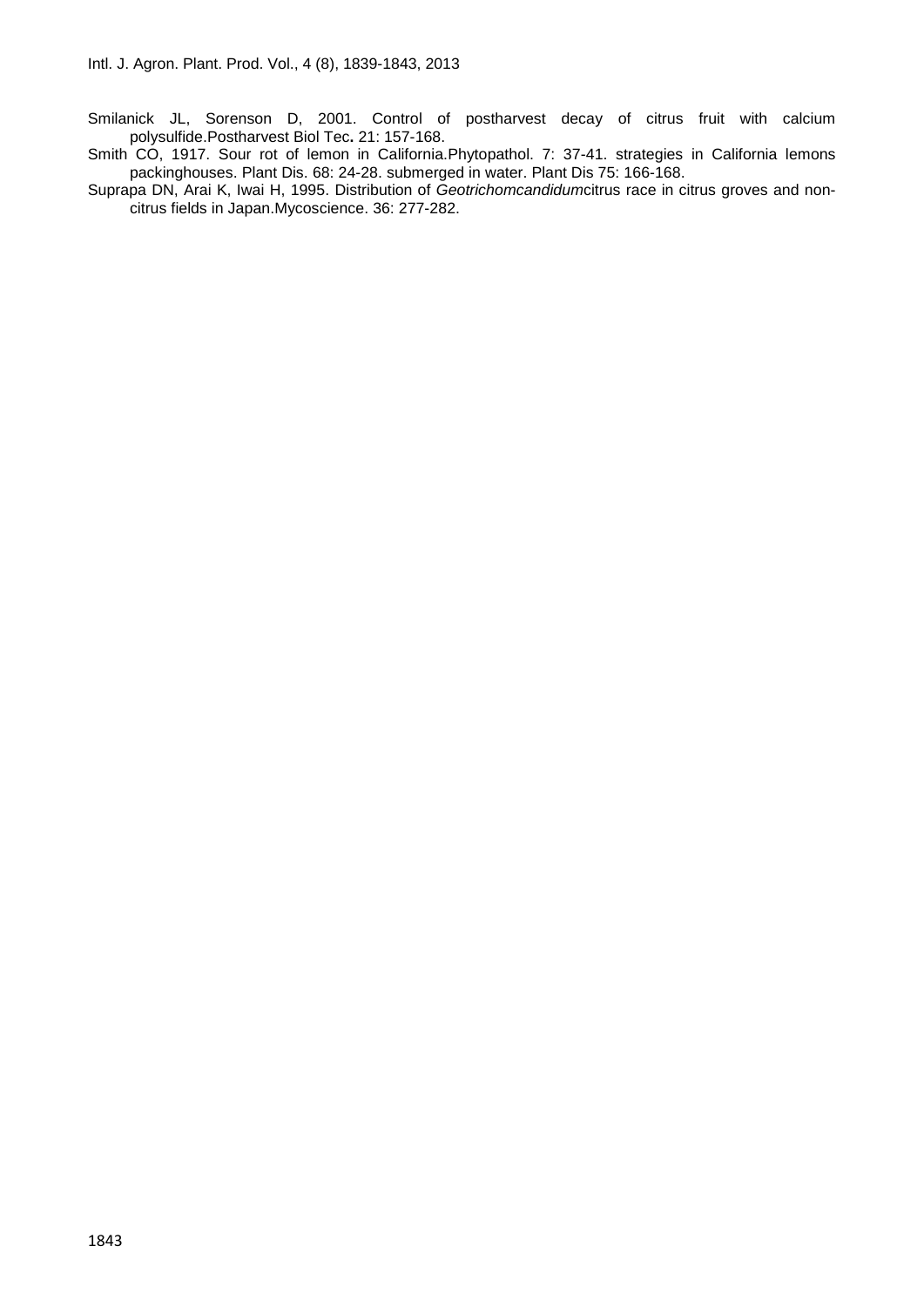Smilanick JL, Sorenson D, 2001. Control of postharvest decay of citrus fruit with calcium polysulfide.Postharvest Biol Tec**.** 21: 157-168.

Smith CO, 1917. Sour rot of lemon in California.Phytopathol. 7: 37-41. strategies in California lemons packinghouses. Plant Dis. 68: 24-28. submerged in water. Plant Dis 75: 166-168.

Suprapa DN, Arai K, Iwai H, 1995. Distribution of *Geotrichomcandidum*citrus race in citrus groves and non-citrus fields in Japan.Mycoscience. 36: 277-282.